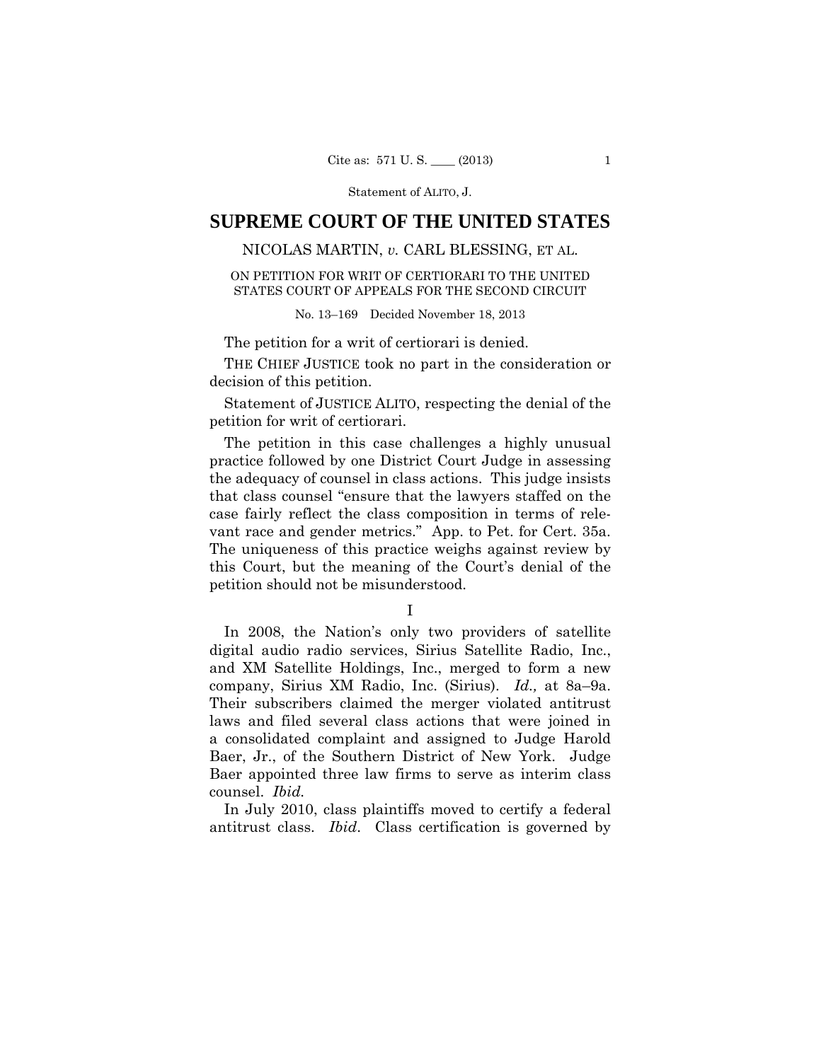Statement of ALITO, J.

# SUPREME COURT OF THE UNITED STATES

NICOLAS MARTIN, *v.* CARL BLESSING, ET AL.

ON PETITION FOR WRIT OF CERTIORARI TO THE UNITED STATES COURT OF APPEALS FOR THE SECOND CIRCUIT

No. 13–169 Decided November 18, 2013

The petition for a writ of certiorari is denied.

THE CHIEF JUSTICE took no part in the consideration or decision of this petition.

Statement of JUSTICE ALITO, respecting the denial of the petition for writ of certiorari.

The petition in this case challenges a highly unusual practice followed by one District Court Judge in assessing the adequacy of counsel in class actions. This judge insists that class counsel "ensure that the lawyers staffed on the case fairly reflect the class composition in terms of relevant race and gender metrics." App. to Pet. for Cert. 35a. The uniqueness of this practice weighs against review by this Court, but the meaning of the Court's denial of the petition should not be misunderstood.

I

In 2008, the Nation's only two providers of satellite digital audio radio services, Sirius Satellite Radio, Inc., and XM Satellite Holdings, Inc., merged to form a new company, Sirius XM Radio, Inc. (Sirius). *Id.,* at 8a–9a. Their subscribers claimed the merger violated antitrust laws and filed several class actions that were joined in a consolidated complaint and assigned to Judge Harold Baer, Jr., of the Southern District of New York. Judge Baer appointed three law firms to serve as interim class counsel. *Ibid.*

In July 2010, class plaintiffs moved to certify a federal antitrust class. *Ibid*. Class certification is governed by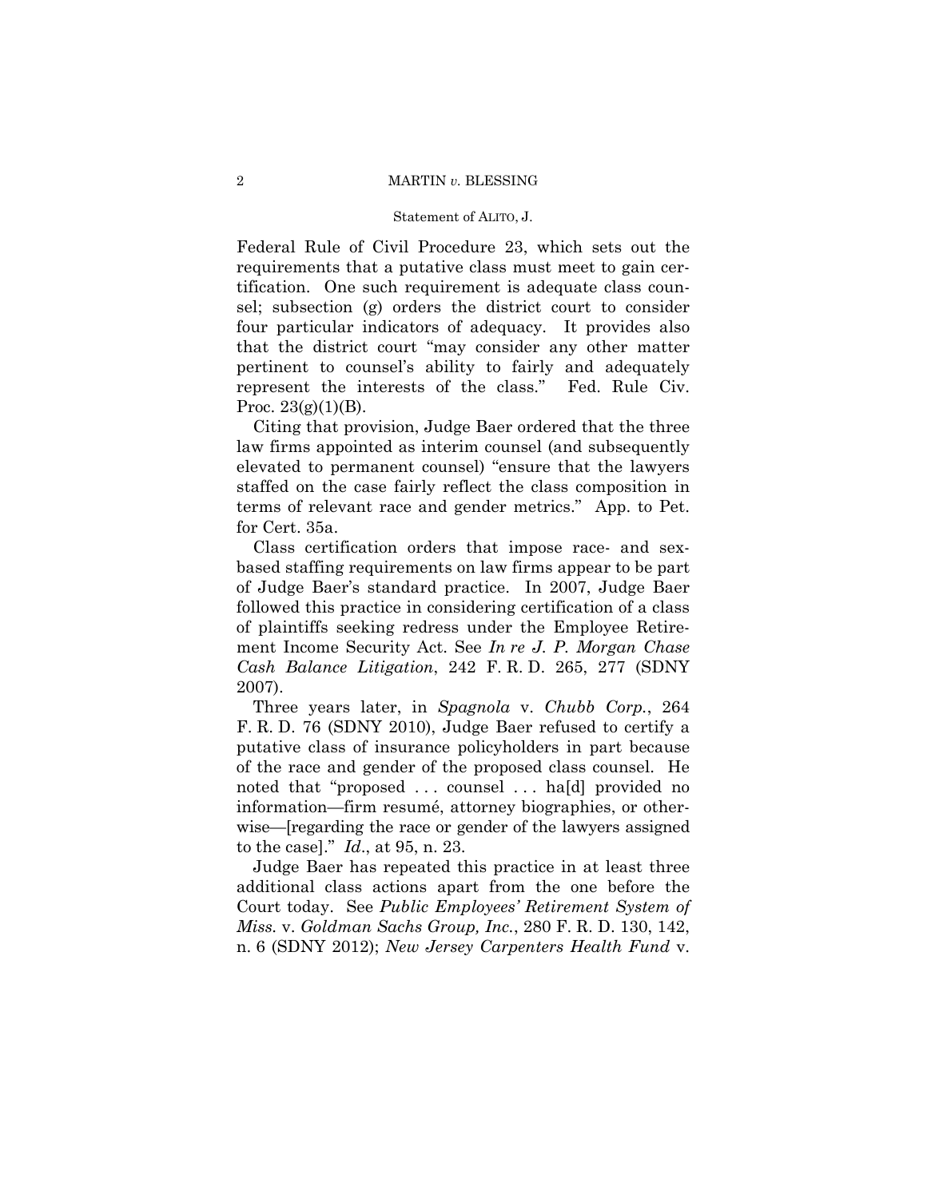Federal Rule of Civil Procedure 23, which sets out the requirements that a putative class must meet to gain certification. One such requirement is adequate class counsel; subsection (g) orders the district court to consider four particular indicators of adequacy. It provides also that the district court "may consider any other matter pertinent to counsel's ability to fairly and adequately represent the interests of the class." Fed. Rule Civ. Proc. 23(g)(1)(B).

Citing that provision, Judge Baer ordered that the three law firms appointed as interim counsel (and subsequently elevated to permanent counsel) "ensure that the lawyers staffed on the case fairly reflect the class composition in terms of relevant race and gender metrics." App. to Pet. for Cert. 35a.

Class certification orders that impose race- and sex-based staffing requirements on law firms appear to be part of Judge Baer's standard practice. In 2007, Judge Baer followed this practice in considering certification of a class of plaintiffs seeking redress under the Employee Retirement Income Security Act. See *In re J. P. Morgan Chase Cash Balance Litigation*, 242 F. R. D. 265, 277 (SDNY 2007).

Three years later, in *Spagnola* v. *Chubb Corp.*, 264 F. R. D. 76 (SDNY 2010), Judge Baer refused to certify a putative class of insurance policyholders in part because of the race and gender of the proposed class counsel. He noted that "proposed . . . counsel . . . ha[d] provided no information—firm resumé, attorney biographies, or otherwise—[regarding the race or gender of the lawyers assigned to the case]." *Id*., at 95, n. 23.

Judge Baer has repeated this practice in at least three additional class actions apart from the one before the Court today. See *Public Employees' Retirement System of Miss.* v. *Goldman Sachs Group, Inc.*, 280 F. R. D. 130, 142, n. 6 (SDNY 2012); *New Jersey Carpenters Health Fund* v.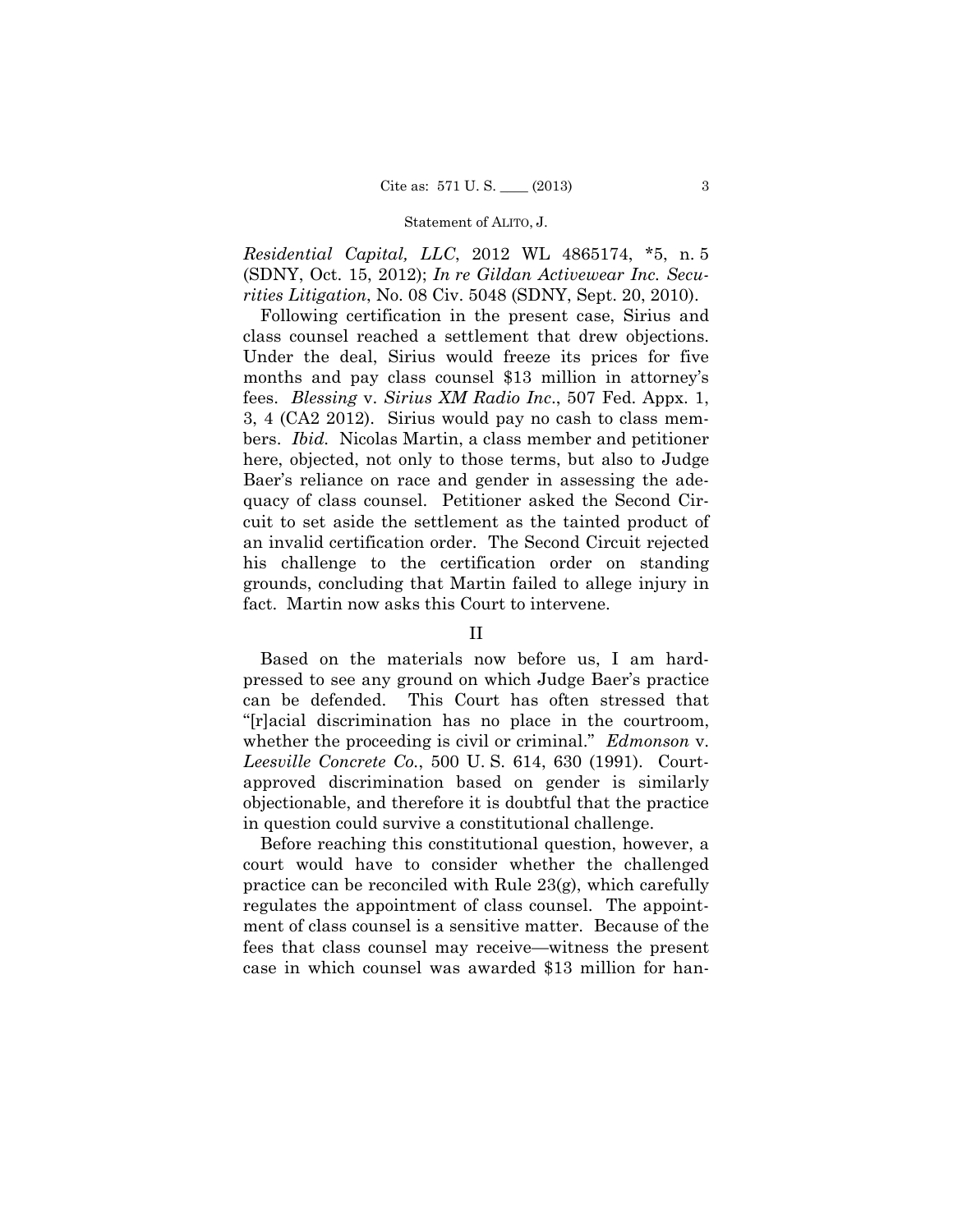*Residential Capital, LLC*, 2012 WL 4865174, *5, n. 5 (SDNY, Oct. 15, 2012); *In re Gildan Activewear Inc. Securities Litigation*, No. 08 Civ. 5048 (SDNY, Sept. 20, 2010).

Following certification in the present case, Sirius and class counsel reached a settlement that drew objections. Under the deal, Sirius would freeze its prices for five months and pay class counsel $13 million in attorney's fees. *Blessing* v. *Sirius XM Radio Inc*., 507 Fed. Appx. 1, 3, 4 (CA2 2012). Sirius would pay no cash to class members. *Ibid.* Nicolas Martin, a class member and petitioner here, objected, not only to those terms, but also to Judge Baer's reliance on race and gender in assessing the adequacy of class counsel. Petitioner asked the Second Circuit to set aside the settlement as the tainted product of an invalid certification order. The Second Circuit rejected his challenge to the certification order on standing grounds, concluding that Martin failed to allege injury in fact. Martin now asks this Court to intervene.

## II

Based on the materials now before us, I am hard-pressed to see any ground on which Judge Baer's practice can be defended. This Court has often stressed that "[r]acial discrimination has no place in the courtroom, whether the proceeding is civil or criminal." *Edmonson* v. *Leesville Concrete Co.*, 500 U. S. 614, 630 (1991). Court-approved discrimination based on gender is similarly objectionable, and therefore it is doubtful that the practice in question could survive a constitutional challenge.

Before reaching this constitutional question, however, a court would have to consider whether the challenged practice can be reconciled with Rule 23(g), which carefully regulates the appointment of class counsel. The appointment of class counsel is a sensitive matter. Because of the fees that class counsel may receive—witness the present case in which counsel was awarded $13 million for han-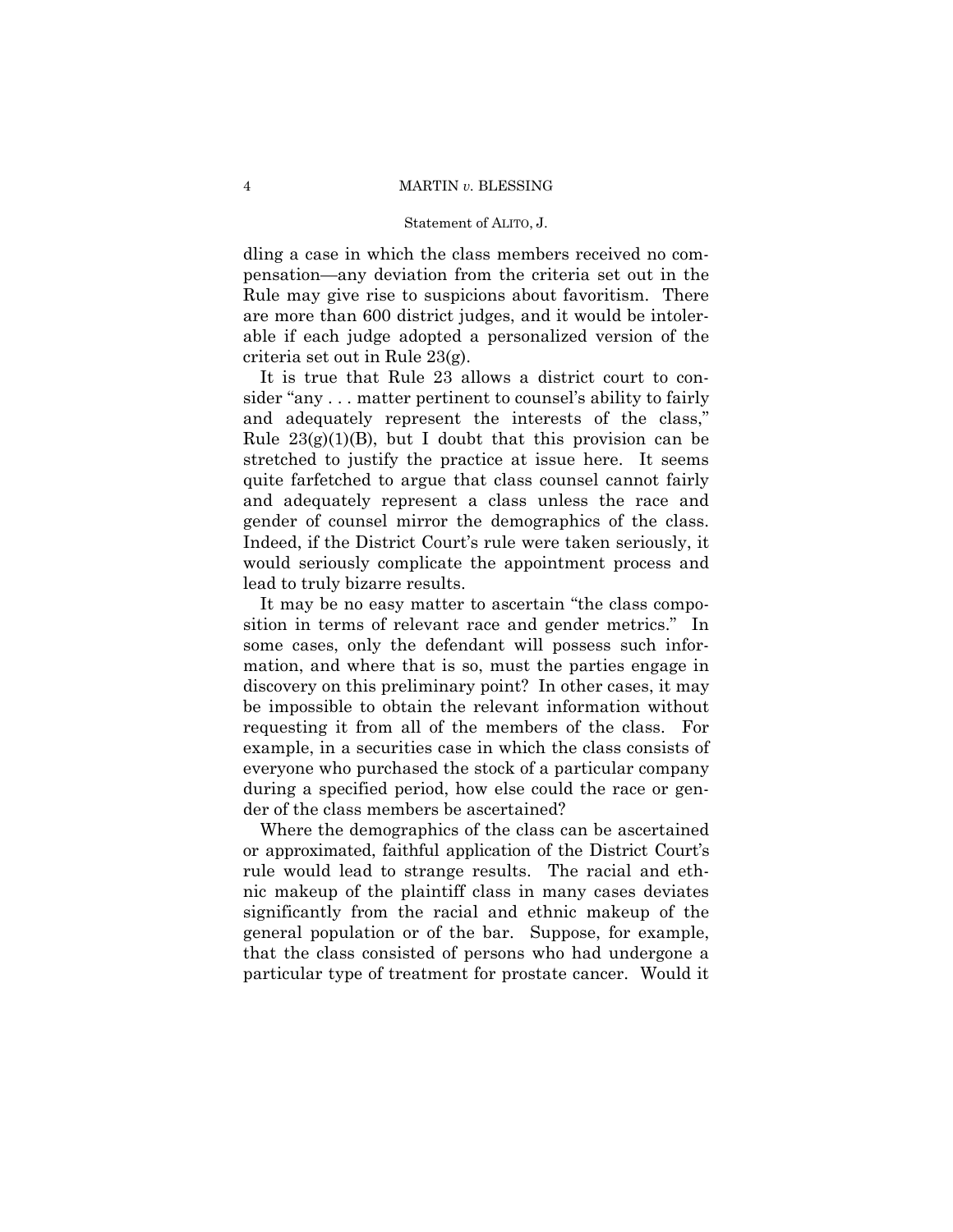dling a case in which the class members received no compensation—any deviation from the criteria set out in the Rule may give rise to suspicions about favoritism. There are more than 600 district judges, and it would be intolerable if each judge adopted a personalized version of the criteria set out in Rule 23(g).

It is true that Rule 23 allows a district court to consider "any . . . matter pertinent to counsel's ability to fairly and adequately represent the interests of the class," Rule 23(g)(1)(B), but I doubt that this provision can be stretched to justify the practice at issue here. It seems quite farfetched to argue that class counsel cannot fairly and adequately represent a class unless the race and gender of counsel mirror the demographics of the class. Indeed, if the District Court's rule were taken seriously, it would seriously complicate the appointment process and lead to truly bizarre results.

It may be no easy matter to ascertain "the class composition in terms of relevant race and gender metrics." In some cases, only the defendant will possess such information, and where that is so, must the parties engage in discovery on this preliminary point? In other cases, it may be impossible to obtain the relevant information without requesting it from all of the members of the class. For example, in a securities case in which the class consists of everyone who purchased the stock of a particular company during a specified period, how else could the race or gender of the class members be ascertained?

Where the demographics of the class can be ascertained or approximated, faithful application of the District Court's rule would lead to strange results. The racial and ethnic makeup of the plaintiff class in many cases deviates significantly from the racial and ethnic makeup of the general population or of the bar. Suppose, for example, that the class consisted of persons who had undergone a particular type of treatment for prostate cancer. Would it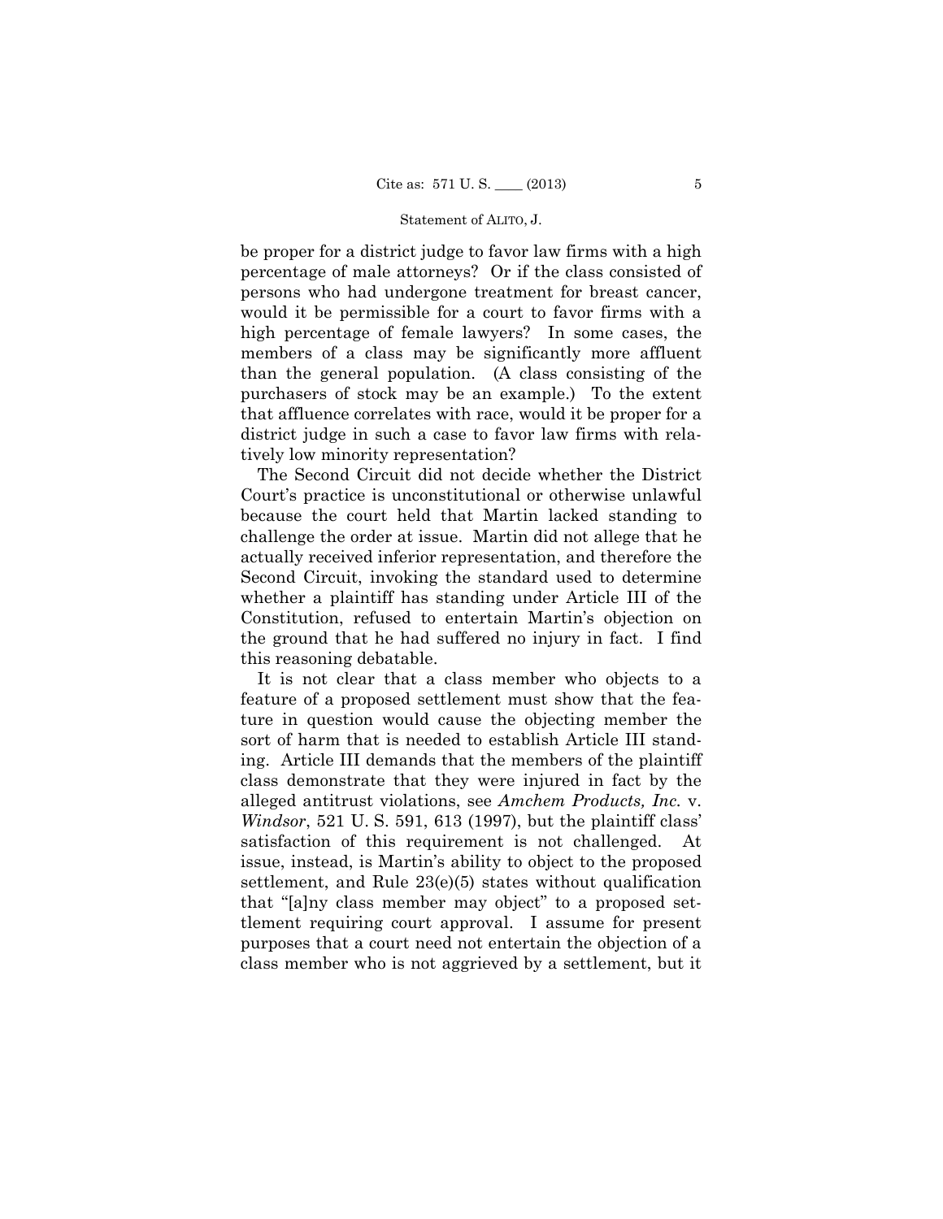be proper for a district judge to favor law firms with a high percentage of male attorneys? Or if the class consisted of persons who had undergone treatment for breast cancer, would it be permissible for a court to favor firms with a high percentage of female lawyers? In some cases, the members of a class may be significantly more affluent than the general population. (A class consisting of the purchasers of stock may be an example.) To the extent that affluence correlates with race, would it be proper for a district judge in such a case to favor law firms with relatively low minority representation?

The Second Circuit did not decide whether the District Court's practice is unconstitutional or otherwise unlawful because the court held that Martin lacked standing to challenge the order at issue. Martin did not allege that he actually received inferior representation, and therefore the Second Circuit, invoking the standard used to determine whether a plaintiff has standing under Article III of the Constitution, refused to entertain Martin's objection on the ground that he had suffered no injury in fact. I find this reasoning debatable.

It is not clear that a class member who objects to a feature of a proposed settlement must show that the feature in question would cause the objecting member the sort of harm that is needed to establish Article III standing. Article III demands that the members of the plaintiff class demonstrate that they were injured in fact by the alleged antitrust violations, see *Amchem Products, Inc.* v. *Windsor*, 521 U. S. 591, 613 (1997), but the plaintiff class' satisfaction of this requirement is not challenged. At issue, instead, is Martin's ability to object to the proposed settlement, and Rule 23(e)(5) states without qualification that "[a]ny class member may object" to a proposed settlement requiring court approval. I assume for present purposes that a court need not entertain the objection of a class member who is not aggrieved by a settlement, but it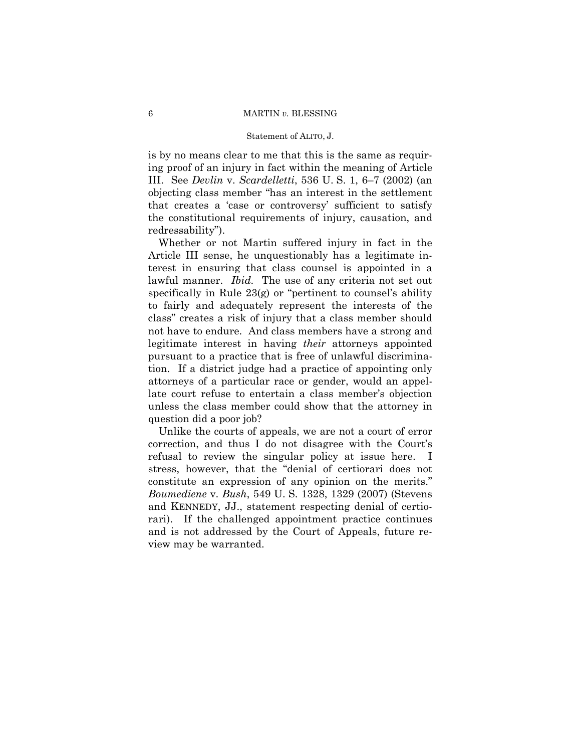is by no means clear to me that this is the same as requiring proof of an injury in fact within the meaning of Article III. See *Devlin* v. *Scardelletti*, 536 U. S. 1, 6–7 (2002) (an objecting class member "has an interest in the settlement that creates a 'case or controversy' sufficient to satisfy the constitutional requirements of injury, causation, and redressability").

Whether or not Martin suffered injury in fact in the Article III sense, he unquestionably has a legitimate interest in ensuring that class counsel is appointed in a lawful manner. *Ibid.* The use of any criteria not set out specifically in Rule 23(g) or "pertinent to counsel's ability to fairly and adequately represent the interests of the class" creates a risk of injury that a class member should not have to endure. And class members have a strong and legitimate interest in having *their* attorneys appointed pursuant to a practice that is free of unlawful discrimination. If a district judge had a practice of appointing only attorneys of a particular race or gender, would an appellate court refuse to entertain a class member's objection unless the class member could show that the attorney in question did a poor job?

Unlike the courts of appeals, we are not a court of error correction, and thus I do not disagree with the Court's refusal to review the singular policy at issue here. I stress, however, that the "denial of certiorari does not constitute an expression of any opinion on the merits." *Boumediene* v. *Bush*, 549 U. S. 1328, 1329 (2007) (Stevens and KENNEDY, JJ., statement respecting denial of certiorari). If the challenged appointment practice continues and is not addressed by the Court of Appeals, future review may be warranted.